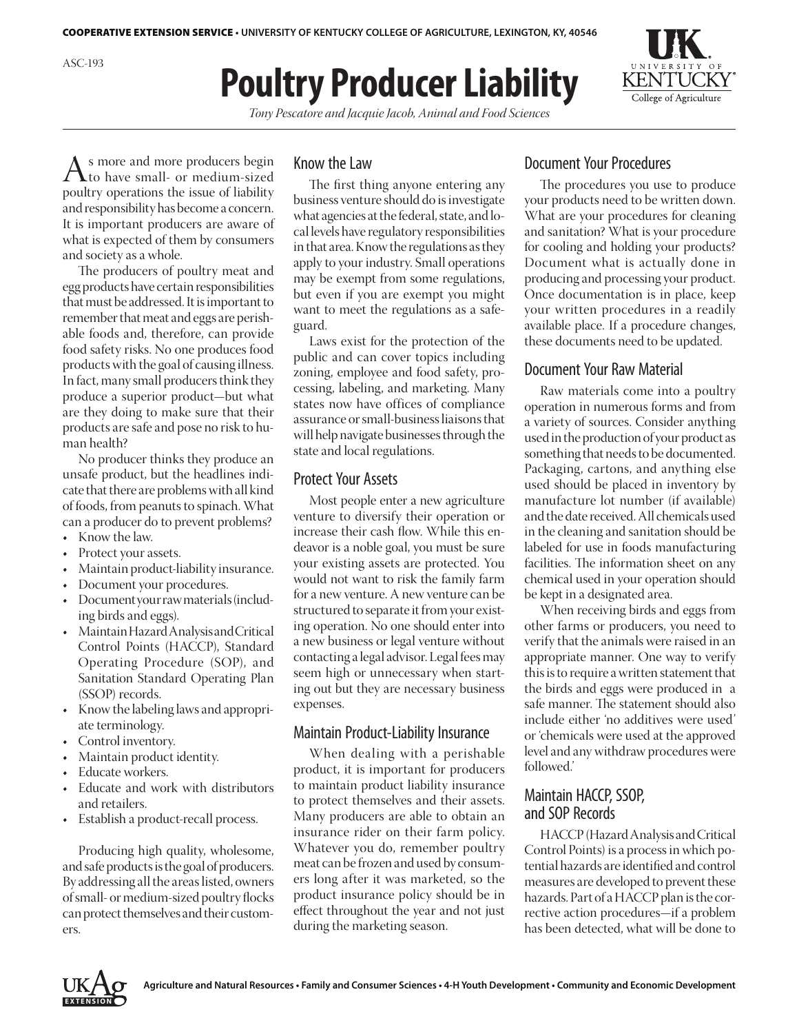ASC-193

# Poultry Producer Liability

*Tony Pescatore and Jacquie Jacob, Animal and Food Sciences*

As more and more producers begin to have small- or medium-sized poultry operations the issue of liability and responsibility has become a concern. It is important producers are aware of what is expected of them by consumers and society as a whole.

The producers of poultry meat and egg products have certain responsibilities that must be addressed. It is important to remember that meat and eggs are perishable foods and, therefore, can provide food safety risks. No one produces food products with the goal of causing illness. In fact, many small producers think they produce a superior product—but what are they doing to make sure that their products are safe and pose no risk to human health?

No producer thinks they produce an unsafe product, but the headlines indicate that there are problems with all kind of foods, from peanuts to spinach. What can a producer do to prevent problems?

- Know the law.
- Protect your assets.
- Maintain product-liability insurance.
- Document your procedures.
- Document your raw materials (including birds and eggs).
- Maintain Hazard Analysis and Critical Control Points (HACCP), Standard Operating Procedure (SOP), and Sanitation Standard Operating Plan (SSOP) records.
- Know the labeling laws and appropriate terminology.
- Control inventory.
- Maintain product identity.
- Educate workers.
- Educate and work with distributors and retailers.
- Establish a product-recall process.

Producing high quality, wholesome, and safe products is the goal of producers. By addressing all the areas listed, owners of small- or medium-sized poultry flocks can protect themselves and their customers.

## Know the Law

The first thing anyone entering any business venture should do is investigate what agencies at the federal, state, and local levels have regulatory responsibilities in that area. Know the regulations as they apply to your industry. Small operations may be exempt from some regulations, but even if you are exempt you might want to meet the regulations as a safeguard.

Laws exist for the protection of the public and can cover topics including zoning, employee and food safety, processing, labeling, and marketing. Many states now have offices of compliance assurance or small-business liaisons that will help navigate businesses through the state and local regulations.

## Protect Your Assets

Most people enter a new agriculture venture to diversify their operation or increase their cash flow. While this endeavor is a noble goal, you must be sure your existing assets are protected. You would not want to risk the family farm for a new venture. A new venture can be structured to separate it from your existing operation. No one should enter into a new business or legal venture without contacting a legal advisor. Legal fees may seem high or unnecessary when starting out but they are necessary business expenses.

## Maintain Product-Liability Insurance

When dealing with a perishable product, it is important for producers to maintain product liability insurance to protect themselves and their assets. Many producers are able to obtain an insurance rider on their farm policy. Whatever you do, remember poultry meat can be frozen and used by consumers long after it was marketed, so the product insurance policy should be in effect throughout the year and not just during the marketing season.

## Document Your Procedures

The procedures you use to produce your products need to be written down. What are your procedures for cleaning and sanitation? What is your procedure for cooling and holding your products? Document what is actually done in producing and processing your product. Once documentation is in place, keep your written procedures in a readily available place. If a procedure changes, these documents need to be updated.

## Document Your Raw Material

Raw materials come into a poultry operation in numerous forms and from a variety of sources. Consider anything used in the production of your product as something that needs to be documented. Packaging, cartons, and anything else used should be placed in inventory by manufacture lot number (if available) and the date received. All chemicals used in the cleaning and sanitation should be labeled for use in foods manufacturing facilities. The information sheet on any chemical used in your operation should be kept in a designated area.

When receiving birds and eggs from other farms or producers, you need to verify that the animals were raised in an appropriate manner. One way to verify this is to require a written statement that the birds and eggs were produced in a safe manner. The statement should also include either 'no additives were used' or 'chemicals were used at the approved level and any withdraw procedures were followed.'

## Maintain HACCP, SSOP, and SOP Records

HACCP (Hazard Analysis and Critical Control Points) is a process in which potential hazards are identified and control measures are developed to prevent these hazards. Part of a HACCP plan is the corrective action procedures—if a problem has been detected, what will be done to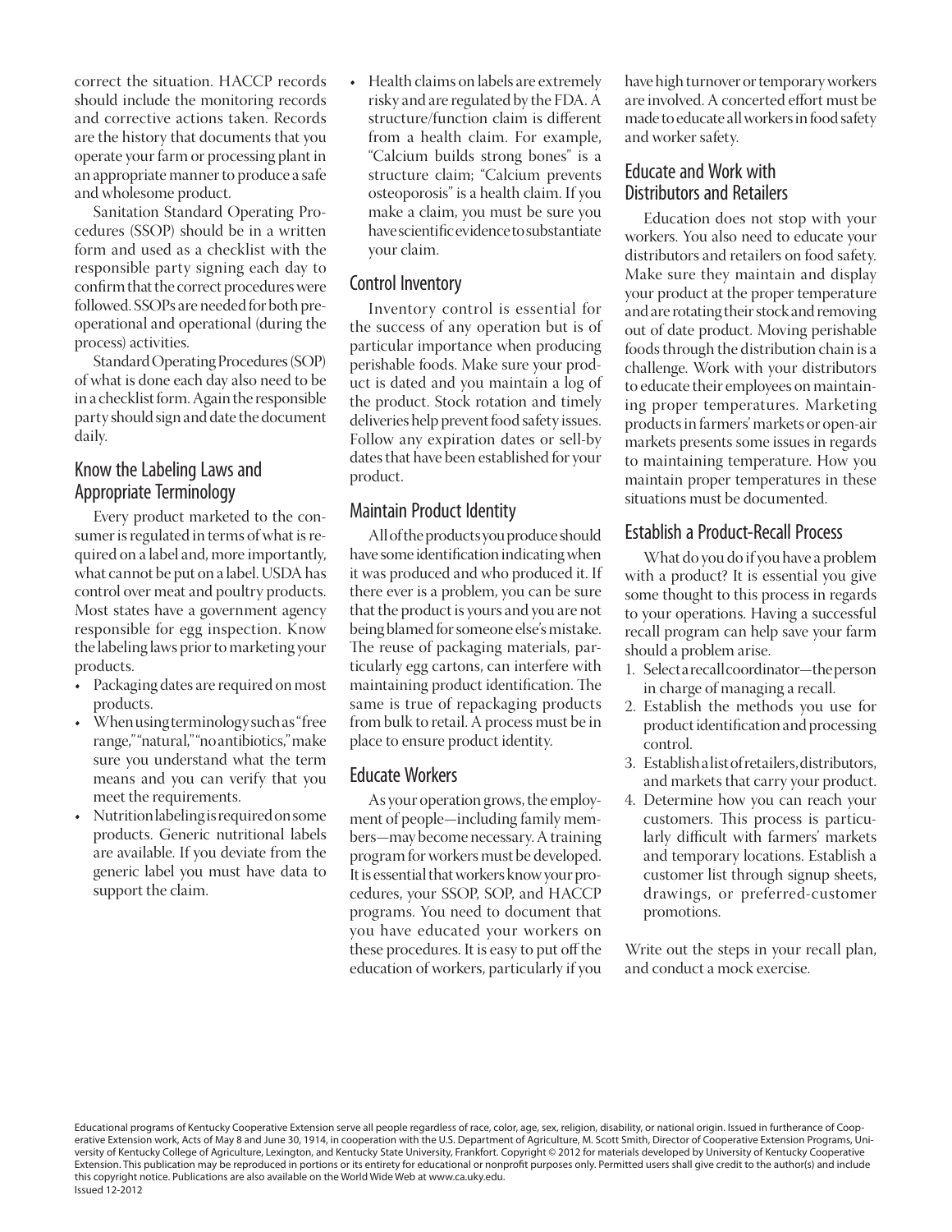correct the situation. HACCP records should include the monitoring records and corrective actions taken. Records are the history that documents that you operate your farm or processing plant in an appropriate manner to produce a safe and wholesome product.

Sanitation Standard Operating Procedures (SSOP) should be in a written form and used as a checklist with the responsible party signing each day to confirm that the correct procedures were followed. SSOPs are needed for both preoperational and operational (during the process) activities.

Standard Operating Procedures (SOP) of what is done each day also need to be in a checklist form. Again the responsible party should sign and date the document daily.

## Know the Labeling Laws and Appropriate Terminology

Every product marketed to the consumer is regulated in terms of what is required on a label and, more importantly, what cannot be put on a label. USDA has control over meat and poultry products. Most states have a government agency responsible for egg inspection. Know the labeling laws prior to marketing your products.

- Packaging dates are required on most products.
- When using terminology such as "free range," "natural," "no antibiotics," make sure you understand what the term means and you can verify that you meet the requirements.
- Nutrition labeling is required on some products. Generic nutritional labels are available. If you deviate from the generic label you must have data to support the claim.
- Health claims on labels are extremely risky and are regulated by the FDA. A structure/function claim is different from a health claim. For example, "Calcium builds strong bones" is a structure claim; "Calcium prevents osteoporosis" is a health claim. If you make a claim, you must be sure you have scientific evidence to substantiate your claim.

## Control Inventory

Inventory control is essential for the success of any operation but is of particular importance when producing perishable foods. Make sure your product is dated and you maintain a log of the product. Stock rotation and timely deliveries help prevent food safety issues. Follow any expiration dates or sell-by dates that have been established for your product.

## Maintain Product Identity

All of the products you produce should have some identification indicating when it was produced and who produced it. If there ever is a problem, you can be sure that the product is yours and you are not being blamed for someone else's mistake. The reuse of packaging materials, particularly egg cartons, can interfere with maintaining product identification. The same is true of repackaging products from bulk to retail. A process must be in place to ensure product identity.

## Educate Workers

As your operation grows, the employment of people—including family members—may become necessary. A training program for workers must be developed. It is essential that workers know your procedures, your SSOP, SOP, and HACCP programs. You need to document that you have educated your workers on these procedures. It is easy to put off the education of workers, particularly if you have high turnover or temporary workers are involved. A concerted effort must be made to educate all workers in food safety and worker safety.

## Educate and Work with Distributors and Retailers

Education does not stop with your workers. You also need to educate your distributors and retailers on food safety. Make sure they maintain and display your product at the proper temperature and are rotating their stock and removing out of date product. Moving perishable foods through the distribution chain is a challenge. Work with your distributors to educate their employees on maintaining proper temperatures. Marketing products in farmers' markets or open-air markets presents some issues in regards to maintaining temperature. How you maintain proper temperatures in these situations must be documented.

## Establish a Product-Recall Process

What do you do if you have a problem with a product? It is essential you give some thought to this process in regards to your operations. Having a successful recall program can help save your farm should a problem arise.

1. Select a recall coordinator—the person in charge of managing a recall.
2. Establish the methods you use for product identification and processing control.
3. Establish a list of retailers, distributors, and markets that carry your product.
4. Determine how you can reach your customers. This process is particularly difficult with farmers' markets and temporary locations. Establish a customer list through signup sheets, drawings, or preferred-customer promotions.

Write out the steps in your recall plan, and conduct a mock exercise.

Educational programs of Kentucky Cooperative Extension serve all people regardless of race, color, age, sex, religion, disability, or national origin. Issued in furtherance of Cooperative Extension work, Acts of May 8 and June 30, 1914, in cooperation with the U.S. Department of Agriculture, M. Scott Smith, Director of Cooperative Extension Programs, University of Kentucky College of Agriculture, Lexington, and Kentucky State University, Frankfort. Copyright © 2012 for materials developed by University of Kentucky Cooperative Extension. This publication may be reproduced in portions or its entirety for educational or nonprofit purposes only. Permitted users shall give credit to the author(s) and include this copyright notice. Publications are also available on the World Wide Web at www.ca.uky.edu.
Issued 12-2012